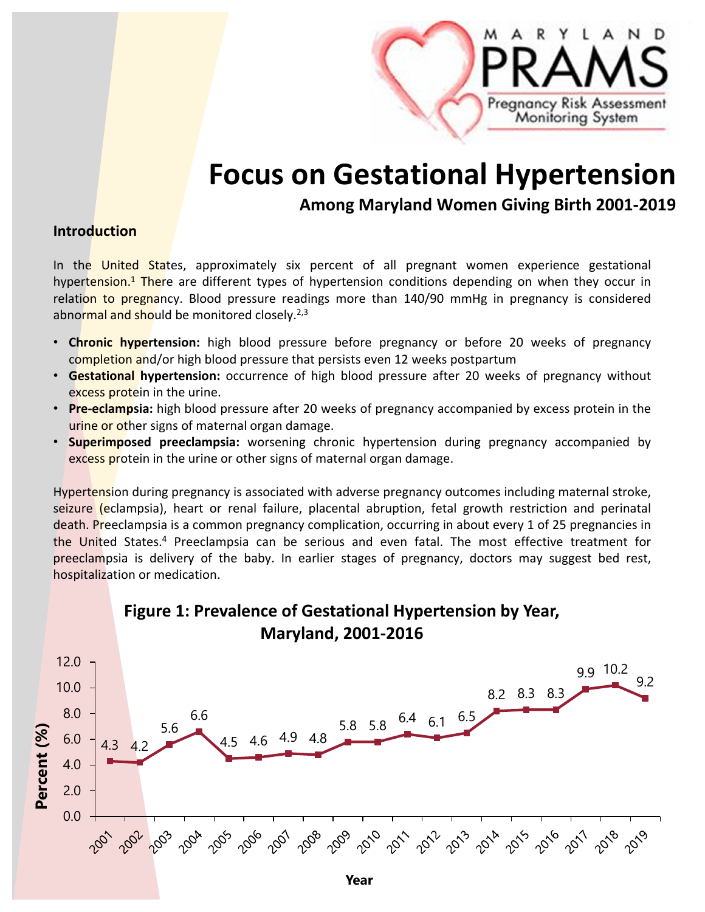MARYLAND PRAMS
Pregnancy Risk Assessment Monitoring System

# Focus on Gestational Hypertension

## Among Maryland Women Giving Birth 2001-2019

### Introduction

In the United States, approximately six percent of all pregnant women experience gestational hypertension.[1] There are different types of hypertension conditions depending on when they occur in relation to pregnancy. Blood pressure readings more than 140/90 mmHg in pregnancy is considered abnormal and should be monitored closely.[2,3]

- **Chronic hypertension:** high blood pressure before pregnancy or before 20 weeks of pregnancy completion and/or high blood pressure that persists even 12 weeks postpartum
- **Gestational hypertension:** occurrence of high blood pressure after 20 weeks of pregnancy without excess protein in the urine.
- **Pre-eclampsia:** high blood pressure after 20 weeks of pregnancy accompanied by excess protein in the urine or other signs of maternal organ damage.
- **Superimposed preeclampsia:** worsening chronic hypertension during pregnancy accompanied by excess protein in the urine or other signs of maternal organ damage.

Hypertension during pregnancy is associated with adverse pregnancy outcomes including maternal stroke, seizure (eclampsia), heart or renal failure, placental abruption, fetal growth restriction and perinatal death. Preeclampsia is a common pregnancy complication, occurring in about every 1 of 25 pregnancies in the United States.[4] Preeclampsia can be serious and even fatal. The most effective treatment for preeclampsia is delivery of the baby. In earlier stages of pregnancy, doctors may suggest bed rest, hospitalization or medication.

**Figure 1: Prevalence of Gestational Hypertension by Year, Maryland, 2001-2016**

| Year | Percent (%) |
|---|---|
| 2001 | 4.3 |
| 2002 | 4.2 |
| 2003 | 5.6 |
| 2004 | 6.6 |
| 2005 | 4.5 |
| 2006 | 4.6 |
| 2007 | 4.9 |
| 2008 | 4.8 |
| 2009 | 5.8 |
| 2010 | 5.8 |
| 2011 | 6.4 |
| 2012 | 6.1 |
| 2013 | 6.5 |
| 2014 | 8.2 |
| 2015 | 8.3 |
| 2016 | 8.3 |
| 2017 | 9.9 |
| 2018 | 10.2 |
| 2019 | 9.2 |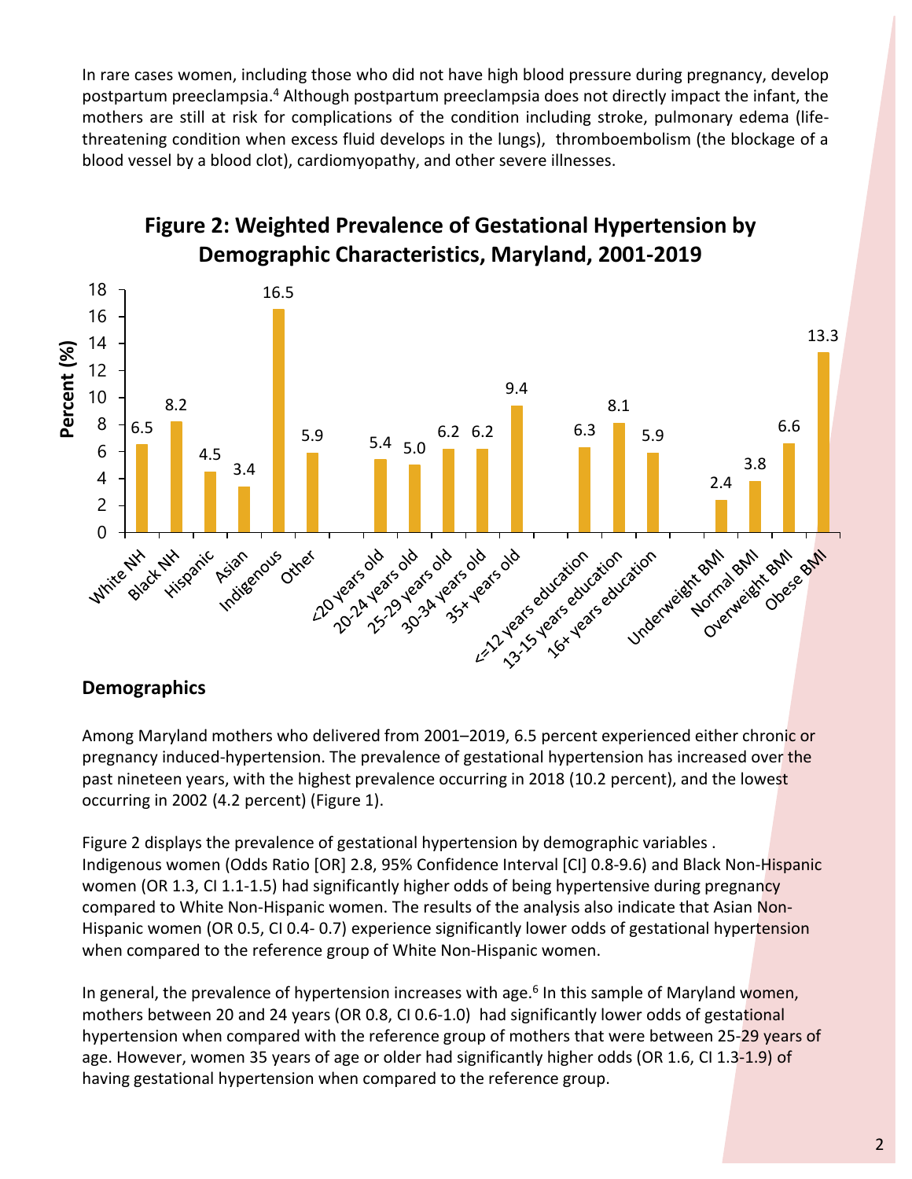In rare cases women, including those who did not have high blood pressure during pregnancy, develop postpartum preeclampsia.[4] Although postpartum preeclampsia does not directly impact the infant, the mothers are still at risk for complications of the condition including stroke, pulmonary edema (life-threatening condition when excess fluid develops in the lungs), thromboembolism (the blockage of a blood vessel by a blood clot), cardiomyopathy, and other severe illnesses.

**Figure 2: Weighted Prevalence of Gestational Hypertension by Demographic Characteristics, Maryland, 2001-2019**

| Characteristic | Percent (%) |
|---|---|
| White NH | 6.5 |
| Black NH | 8.2 |
| Hispanic | 4.5 |
| Asian | 3.4 |
| Indigenous | 16.5 |
| Other | 5.9 |
| <20 years old | 5.4 |
| 20-24 years old | 5.0 |
| 25-29 years old | 6.2 |
| 30-34 years old | 6.2 |
| 35+ years old | 9.4 |
| <=12 years education | 6.3 |
| 13-15 years education | 8.1 |
| 16+ years education | 5.9 |
| Underweight BMI | 2.4 |
| Normal BMI | 3.8 |
| Overweight BMI | 6.6 |
| Obese BMI | 13.3 |

## Demographics

Among Maryland mothers who delivered from 2001–2019, 6.5 percent experienced either chronic or pregnancy induced-hypertension. The prevalence of gestational hypertension has increased over the past nineteen years, with the highest prevalence occurring in 2018 (10.2 percent), and the lowest occurring in 2002 (4.2 percent) (Figure 1).

Figure 2 displays the prevalence of gestational hypertension by demographic variables . Indigenous women (Odds Ratio [OR] 2.8, 95% Confidence Interval [CI] 0.8-9.6) and Black Non-Hispanic women (OR 1.3, CI 1.1-1.5) had significantly higher odds of being hypertensive during pregnancy compared to White Non-Hispanic women. The results of the analysis also indicate that Asian Non-Hispanic women (OR 0.5, CI 0.4- 0.7) experience significantly lower odds of gestational hypertension when compared to the reference group of White Non-Hispanic women.

In general, the prevalence of hypertension increases with age.[6] In this sample of Maryland women, mothers between 20 and 24 years (OR 0.8, CI 0.6-1.0) had significantly lower odds of gestational hypertension when compared with the reference group of mothers that were between 25-29 years of age. However, women 35 years of age or older had significantly higher odds (OR 1.6, CI 1.3-1.9) of having gestational hypertension when compared to the reference group.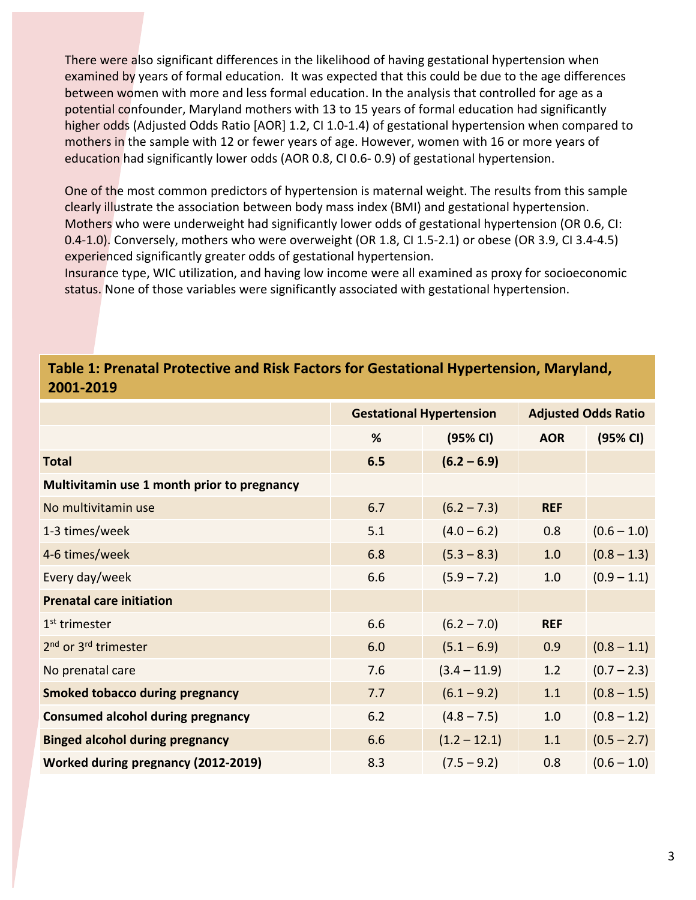There were also significant differences in the likelihood of having gestational hypertension when examined by years of formal education.  It was expected that this could be due to the age differences between women with more and less formal education. In the analysis that controlled for age as a potential confounder, Maryland mothers with 13 to 15 years of formal education had significantly higher odds (Adjusted Odds Ratio [AOR] 1.2, CI 1.0-1.4) of gestational hypertension when compared to mothers in the sample with 12 or fewer years of age. However, women with 16 or more years of education had significantly lower odds (AOR 0.8, CI 0.6- 0.9) of gestational hypertension.

One of the most common predictors of hypertension is maternal weight. The results from this sample clearly illustrate the association between body mass index (BMI) and gestational hypertension. Mothers who were underweight had significantly lower odds of gestational hypertension (OR 0.6, CI: 0.4-1.0). Conversely, mothers who were overweight (OR 1.8, CI 1.5-2.1) or obese (OR 3.9, CI 3.4-4.5) experienced significantly greater odds of gestational hypertension.
Insurance type, WIC utilization, and having low income were all examined as proxy for socioeconomic status. None of those variables were significantly associated with gestational hypertension.

**Table 1: Prenatal Protective and Risk Factors for Gestational Hypertension, Maryland, 2001-2019**

| | Gestational Hypertension | | Adjusted Odds Ratio | |
|---|---|---|---|---|
| | % | (95% CI) | AOR | (95% CI) |
| **Total** | **6.5** | **(6.2 – 6.9)** | | |
| **Multivitamin use 1 month prior to pregnancy** | | | | |
| No multivitamin use | 6.7 | (6.2 – 7.3) | **REF** | |
| 1-3 times/week | 5.1 | (4.0 – 6.2) | 0.8 | (0.6 – 1.0) |
| 4-6 times/week | 6.8 | (5.3 – 8.3) | 1.0 | (0.8 – 1.3) |
| Every day/week | 6.6 | (5.9 – 7.2) | 1.0 | (0.9 – 1.1) |
| **Prenatal care initiation** | | | | |
| 1st trimester | 6.6 | (6.2 – 7.0) | **REF** | |
| 2nd or 3rd trimester | 6.0 | (5.1 – 6.9) | 0.9 | (0.8 – 1.1) |
| No prenatal care | 7.6 | (3.4 – 11.9) | 1.2 | (0.7 – 2.3) |
| **Smoked tobacco during pregnancy** | 7.7 | (6.1 – 9.2) | 1.1 | (0.8 – 1.5) |
| **Consumed alcohol during pregnancy** | 6.2 | (4.8 – 7.5) | 1.0 | (0.8 – 1.2) |
| **Binged alcohol during pregnancy** | 6.6 | (1.2 – 12.1) | 1.1 | (0.5 – 2.7) |
| **Worked during pregnancy (2012-2019)** | 8.3 | (7.5 – 9.2) | 0.8 | (0.6 – 1.0) |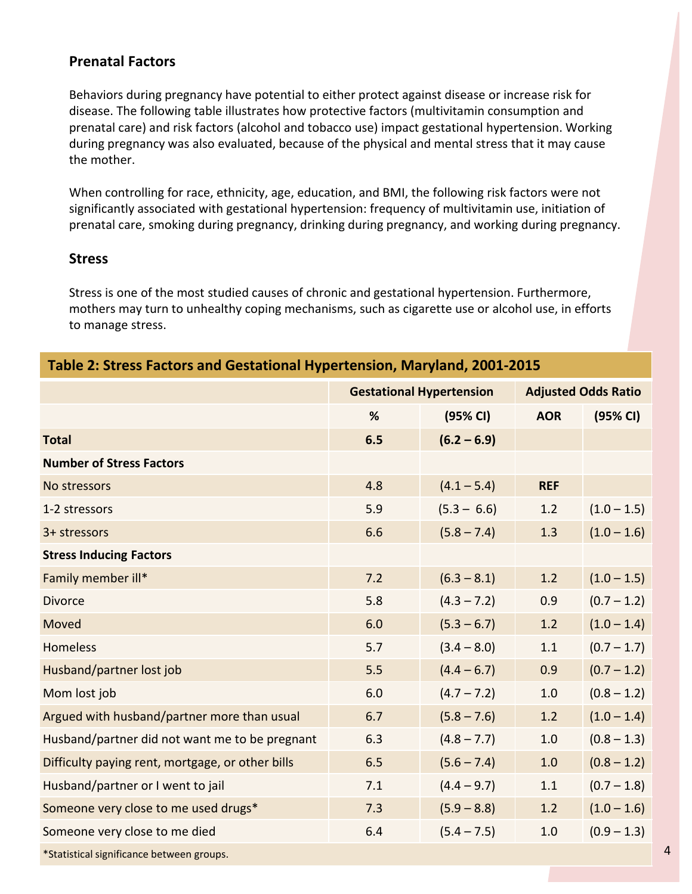## Prenatal Factors

Behaviors during pregnancy have potential to either protect against disease or increase risk for disease. The following table illustrates how protective factors (multivitamin consumption and prenatal care) and risk factors (alcohol and tobacco use) impact gestational hypertension. Working during pregnancy was also evaluated, because of the physical and mental stress that it may cause the mother.

When controlling for race, ethnicity, age, education, and BMI, the following risk factors were not significantly associated with gestational hypertension: frequency of multivitamin use, initiation of prenatal care, smoking during pregnancy, drinking during pregnancy, and working during pregnancy.

## Stress

Stress is one of the most studied causes of chronic and gestational hypertension. Furthermore, mothers may turn to unhealthy coping mechanisms, such as cigarette use or alcohol use, in efforts to manage stress.

**Table 2: Stress Factors and Gestational Hypertension, Maryland, 2001-2015**

| | Gestational Hypertension | | Adjusted Odds Ratio | |
|---|---|---|---|---|
| | % | (95% CI) | AOR | (95% CI) |
| **Total** | **6.5** | **(6.2 – 6.9)** | | |
| **Number of Stress Factors** | | | | |
| No stressors | 4.8 | (4.1 – 5.4) | **REF** | |
| 1-2 stressors | 5.9 | (5.3 – 6.6) | 1.2 | (1.0 – 1.5) |
| 3+ stressors | 6.6 | (5.8 – 7.4) | 1.3 | (1.0 – 1.6) |
| **Stress Inducing Factors** | | | | |
| Family member ill* | 7.2 | (6.3 – 8.1) | 1.2 | (1.0 – 1.5) |
| Divorce | 5.8 | (4.3 – 7.2) | 0.9 | (0.7 – 1.2) |
| Moved | 6.0 | (5.3 – 6.7) | 1.2 | (1.0 – 1.4) |
| Homeless | 5.7 | (3.4 – 8.0) | 1.1 | (0.7 – 1.7) |
| Husband/partner lost job | 5.5 | (4.4 – 6.7) | 0.9 | (0.7 – 1.2) |
| Mom lost job | 6.0 | (4.7 – 7.2) | 1.0 | (0.8 – 1.2) |
| Argued with husband/partner more than usual | 6.7 | (5.8 – 7.6) | 1.2 | (1.0 – 1.4) |
| Husband/partner did not want me to be pregnant | 6.3 | (4.8 – 7.7) | 1.0 | (0.8 – 1.3) |
| Difficulty paying rent, mortgage, or other bills | 6.5 | (5.6 – 7.4) | 1.0 | (0.8 – 1.2) |
| Husband/partner or I went to jail | 7.1 | (4.4 – 9.7) | 1.1 | (0.7 – 1.8) |
| Someone very close to me used drugs* | 7.3 | (5.9 – 8.8) | 1.2 | (1.0 – 1.6) |
| Someone very close to me died | 6.4 | (5.4 – 7.5) | 1.0 | (0.9 – 1.3) |

*Statistical significance between groups.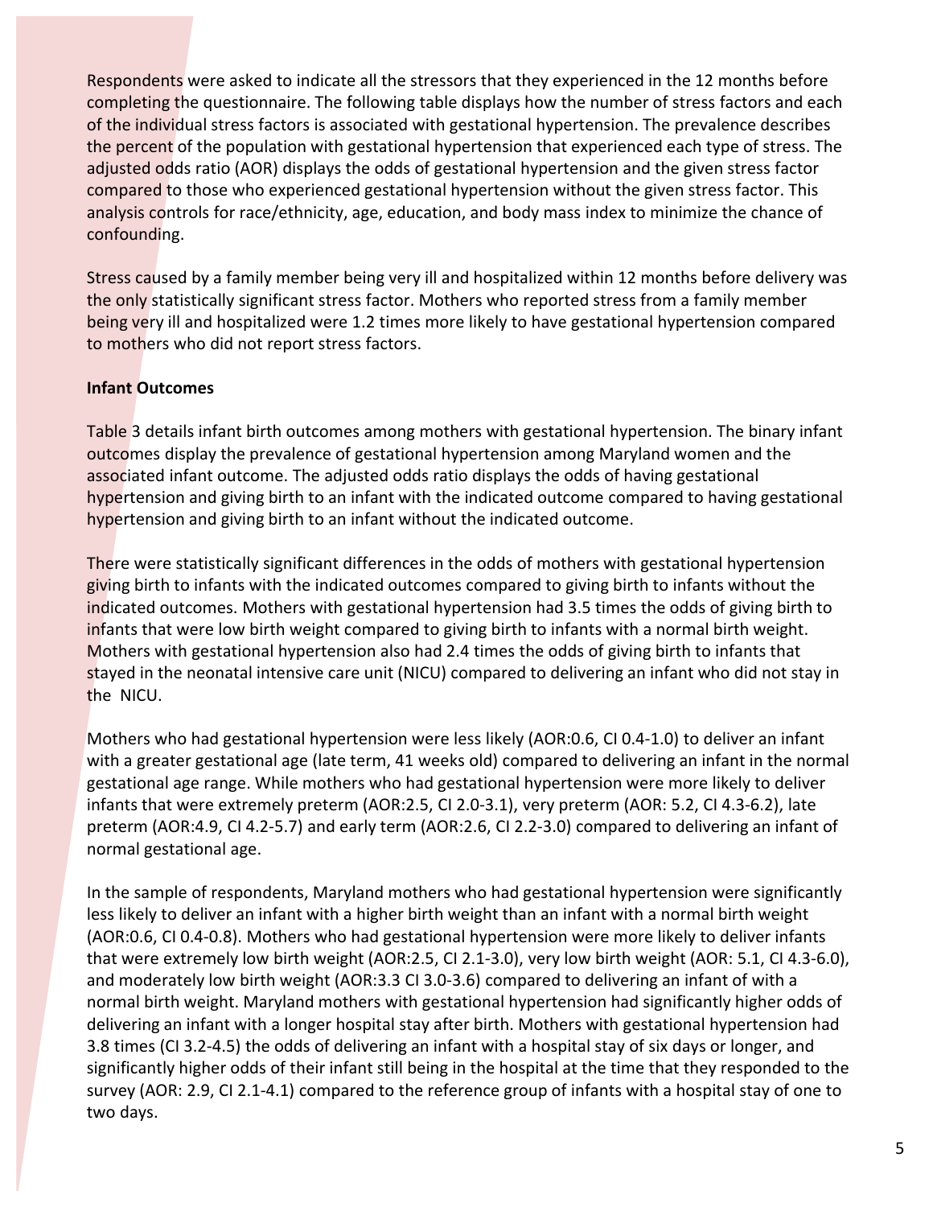Respondents were asked to indicate all the stressors that they experienced in the 12 months before completing the questionnaire. The following table displays how the number of stress factors and each of the individual stress factors is associated with gestational hypertension. The prevalence describes the percent of the population with gestational hypertension that experienced each type of stress. The adjusted odds ratio (AOR) displays the odds of gestational hypertension and the given stress factor compared to those who experienced gestational hypertension without the given stress factor. This analysis controls for race/ethnicity, age, education, and body mass index to minimize the chance of confounding.

Stress caused by a family member being very ill and hospitalized within 12 months before delivery was the only statistically significant stress factor. Mothers who reported stress from a family member being very ill and hospitalized were 1.2 times more likely to have gestational hypertension compared to mothers who did not report stress factors.

**Infant Outcomes**

Table 3 details infant birth outcomes among mothers with gestational hypertension. The binary infant outcomes display the prevalence of gestational hypertension among Maryland women and the associated infant outcome. The adjusted odds ratio displays the odds of having gestational hypertension and giving birth to an infant with the indicated outcome compared to having gestational hypertension and giving birth to an infant without the indicated outcome.

There were statistically significant differences in the odds of mothers with gestational hypertension giving birth to infants with the indicated outcomes compared to giving birth to infants without the indicated outcomes. Mothers with gestational hypertension had 3.5 times the odds of giving birth to infants that were low birth weight compared to giving birth to infants with a normal birth weight. Mothers with gestational hypertension also had 2.4 times the odds of giving birth to infants that stayed in the neonatal intensive care unit (NICU) compared to delivering an infant who did not stay in the NICU.

Mothers who had gestational hypertension were less likely (AOR:0.6, CI 0.4-1.0) to deliver an infant with a greater gestational age (late term, 41 weeks old) compared to delivering an infant in the normal gestational age range. While mothers who had gestational hypertension were more likely to deliver infants that were extremely preterm (AOR:2.5, CI 2.0-3.1), very preterm (AOR: 5.2, CI 4.3-6.2), late preterm (AOR:4.9, CI 4.2-5.7) and early term (AOR:2.6, CI 2.2-3.0) compared to delivering an infant of normal gestational age.

In the sample of respondents, Maryland mothers who had gestational hypertension were significantly less likely to deliver an infant with a higher birth weight than an infant with a normal birth weight (AOR:0.6, CI 0.4-0.8). Mothers who had gestational hypertension were more likely to deliver infants that were extremely low birth weight (AOR:2.5, CI 2.1-3.0), very low birth weight (AOR: 5.1, CI 4.3-6.0), and moderately low birth weight (AOR:3.3 CI 3.0-3.6) compared to delivering an infant of with a normal birth weight. Maryland mothers with gestational hypertension had significantly higher odds of delivering an infant with a longer hospital stay after birth. Mothers with gestational hypertension had 3.8 times (CI 3.2-4.5) the odds of delivering an infant with a hospital stay of six days or longer, and significantly higher odds of their infant still being in the hospital at the time that they responded to the survey (AOR: 2.9, CI 2.1-4.1) compared to the reference group of infants with a hospital stay of one to two days.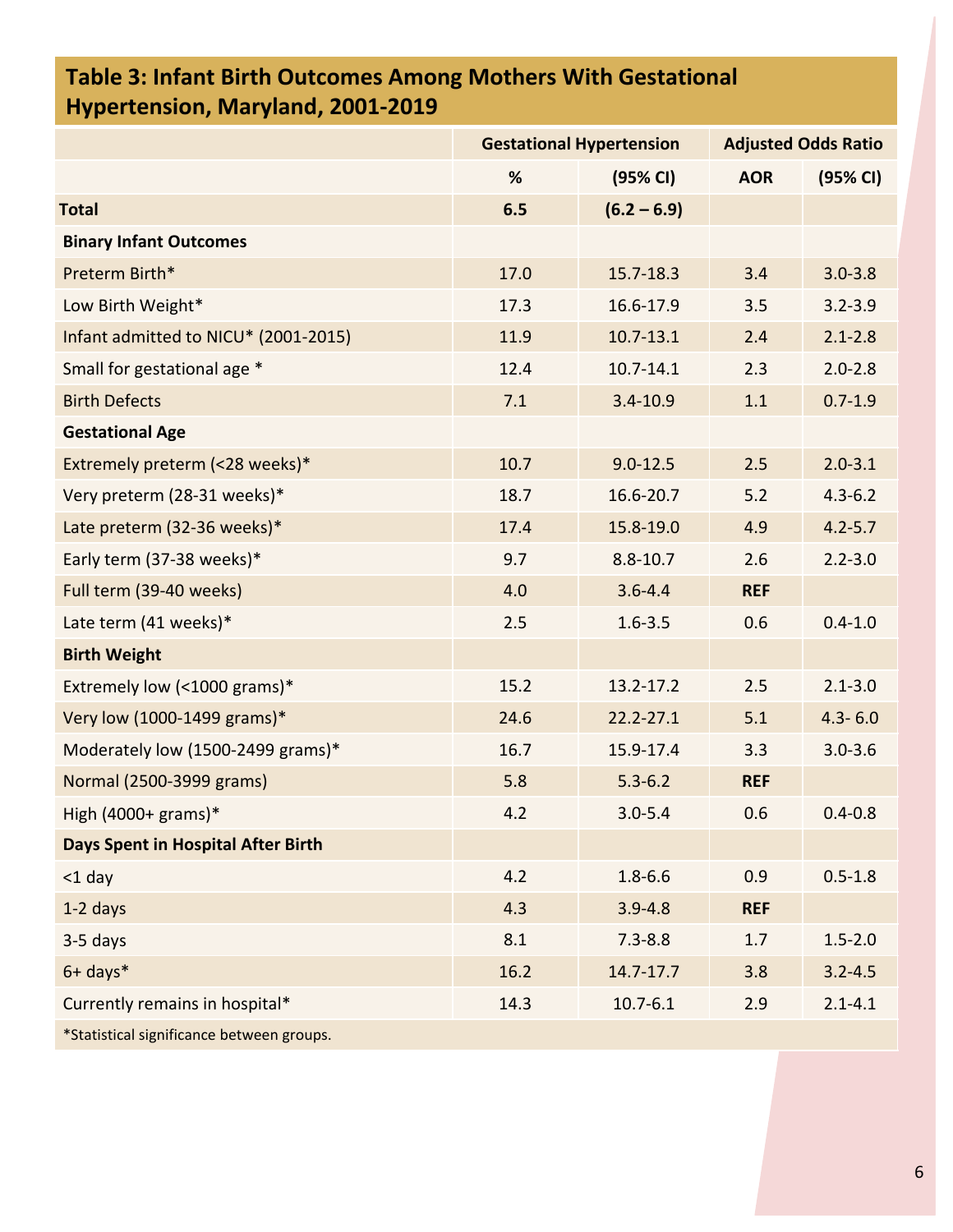## Table 3: Infant Birth Outcomes Among Mothers With Gestational Hypertension, Maryland, 2001-2019

| | Gestational Hypertension | | Adjusted Odds Ratio | |
|---|---|---|---|---|
| | **%** | **(95% CI)** | **AOR** | **(95% CI)** |
| **Total** | **6.5** | **(6.2 – 6.9)** | | |
| **Binary Infant Outcomes** | | | | |
| Preterm Birth* | 17.0 | 15.7-18.3 | 3.4 | 3.0-3.8 |
| Low Birth Weight* | 17.3 | 16.6-17.9 | 3.5 | 3.2-3.9 |
| Infant admitted to NICU* (2001-2015) | 11.9 | 10.7-13.1 | 2.4 | 2.1-2.8 |
| Small for gestational age * | 12.4 | 10.7-14.1 | 2.3 | 2.0-2.8 |
| Birth Defects | 7.1 | 3.4-10.9 | 1.1 | 0.7-1.9 |
| **Gestational Age** | | | | |
| Extremely preterm (<28 weeks)* | 10.7 | 9.0-12.5 | 2.5 | 2.0-3.1 |
| Very preterm (28-31 weeks)* | 18.7 | 16.6-20.7 | 5.2 | 4.3-6.2 |
| Late preterm (32-36 weeks)* | 17.4 | 15.8-19.0 | 4.9 | 4.2-5.7 |
| Early term (37-38 weeks)* | 9.7 | 8.8-10.7 | 2.6 | 2.2-3.0 |
| Full term (39-40 weeks) | 4.0 | 3.6-4.4 | **REF** | |
| Late term (41 weeks)* | 2.5 | 1.6-3.5 | 0.6 | 0.4-1.0 |
| **Birth Weight** | | | | |
| Extremely low (<1000 grams)* | 15.2 | 13.2-17.2 | 2.5 | 2.1-3.0 |
| Very low (1000-1499 grams)* | 24.6 | 22.2-27.1 | 5.1 | 4.3- 6.0 |
| Moderately low (1500-2499 grams)* | 16.7 | 15.9-17.4 | 3.3 | 3.0-3.6 |
| Normal (2500-3999 grams) | 5.8 | 5.3-6.2 | **REF** | |
| High (4000+ grams)* | 4.2 | 3.0-5.4 | 0.6 | 0.4-0.8 |
| **Days Spent in Hospital After Birth** | | | | |
| <1 day | 4.2 | 1.8-6.6 | 0.9 | 0.5-1.8 |
| 1-2 days | 4.3 | 3.9-4.8 | **REF** | |
| 3-5 days | 8.1 | 7.3-8.8 | 1.7 | 1.5-2.0 |
| 6+ days* | 16.2 | 14.7-17.7 | 3.8 | 3.2-4.5 |
| Currently remains in hospital* | 14.3 | 10.7-6.1 | 2.9 | 2.1-4.1 |

*Statistical significance between groups.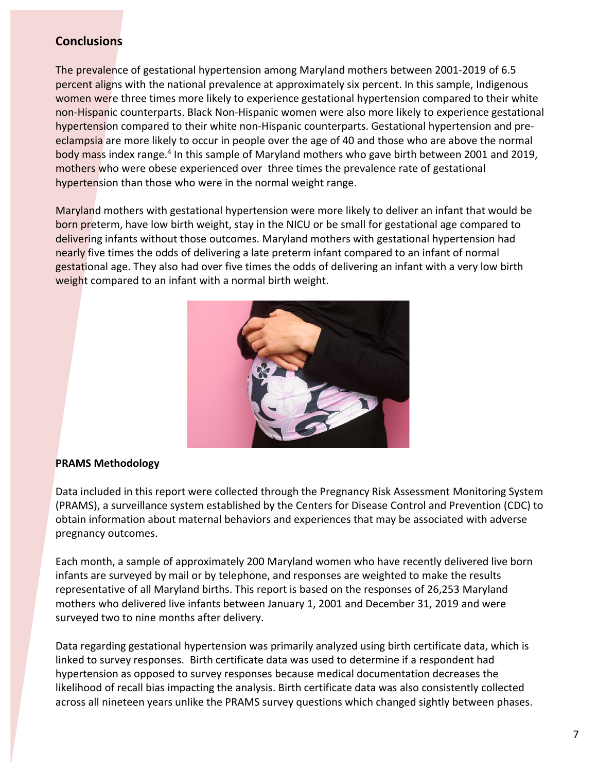## Conclusions

The prevalence of gestational hypertension among Maryland mothers between 2001-2019 of 6.5 percent aligns with the national prevalence at approximately six percent. In this sample, Indigenous women were three times more likely to experience gestational hypertension compared to their white non-Hispanic counterparts. Black Non-Hispanic women were also more likely to experience gestational hypertension compared to their white non-Hispanic counterparts. Gestational hypertension and pre-eclampsia are more likely to occur in people over the age of 40 and those who are above the normal body mass index range.[4] In this sample of Maryland mothers who gave birth between 2001 and 2019, mothers who were obese experienced over three times the prevalence rate of gestational hypertension than those who were in the normal weight range.

Maryland mothers with gestational hypertension were more likely to deliver an infant that would be born preterm, have low birth weight, stay in the NICU or be small for gestational age compared to delivering infants without those outcomes. Maryland mothers with gestational hypertension had nearly five times the odds of delivering a late preterm infant compared to an infant of normal gestational age. They also had over five times the odds of delivering an infant with a very low birth weight compared to an infant with a normal birth weight.

### PRAMS Methodology

Data included in this report were collected through the Pregnancy Risk Assessment Monitoring System (PRAMS), a surveillance system established by the Centers for Disease Control and Prevention (CDC) to obtain information about maternal behaviors and experiences that may be associated with adverse pregnancy outcomes.

Each month, a sample of approximately 200 Maryland women who have recently delivered live born infants are surveyed by mail or by telephone, and responses are weighted to make the results representative of all Maryland births. This report is based on the responses of 26,253 Maryland mothers who delivered live infants between January 1, 2001 and December 31, 2019 and were surveyed two to nine months after delivery.

Data regarding gestational hypertension was primarily analyzed using birth certificate data, which is linked to survey responses. Birth certificate data was used to determine if a respondent had hypertension as opposed to survey responses because medical documentation decreases the likelihood of recall bias impacting the analysis. Birth certificate data was also consistently collected across all nineteen years unlike the PRAMS survey questions which changed sightly between phases.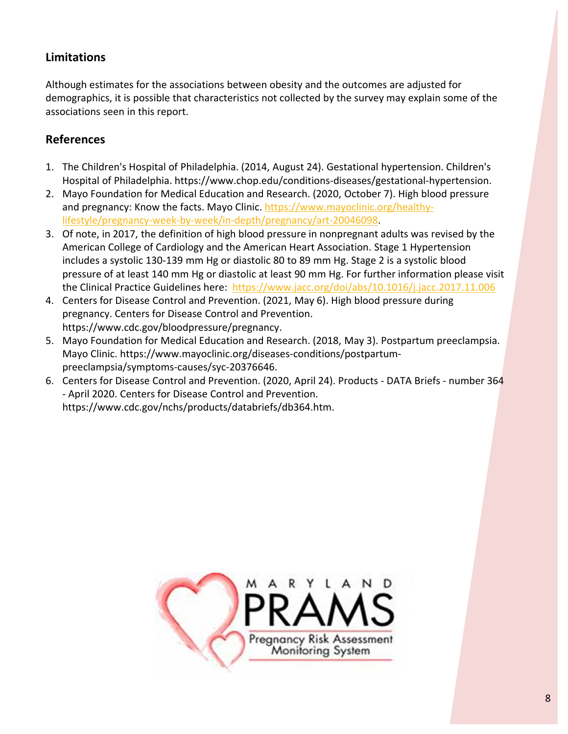## Limitations

Although estimates for the associations between obesity and the outcomes are adjusted for demographics, it is possible that characteristics not collected by the survey may explain some of the associations seen in this report.

## References

1. The Children's Hospital of Philadelphia. (2014, August 24). Gestational hypertension. Children's Hospital of Philadelphia. https://www.chop.edu/conditions-diseases/gestational-hypertension.
2. Mayo Foundation for Medical Education and Research. (2020, October 7). High blood pressure and pregnancy: Know the facts. Mayo Clinic. https://www.mayoclinic.org/healthy-lifestyle/pregnancy-week-by-week/in-depth/pregnancy/art-20046098.
3. Of note, in 2017, the definition of high blood pressure in nonpregnant adults was revised by the American College of Cardiology and the American Heart Association. Stage 1 Hypertension includes a systolic 130-139 mm Hg or diastolic 80 to 89 mm Hg. Stage 2 is a systolic blood pressure of at least 140 mm Hg or diastolic at least 90 mm Hg. For further information please visit the Clinical Practice Guidelines here: https://www.jacc.org/doi/abs/10.1016/j.jacc.2017.11.006
4. Centers for Disease Control and Prevention. (2021, May 6). High blood pressure during pregnancy. Centers for Disease Control and Prevention. https://www.cdc.gov/bloodpressure/pregnancy.
5. Mayo Foundation for Medical Education and Research. (2018, May 3). Postpartum preeclampsia. Mayo Clinic. https://www.mayoclinic.org/diseases-conditions/postpartum-preeclampsia/symptoms-causes/syc-20376646.
6. Centers for Disease Control and Prevention. (2020, April 24). Products - DATA Briefs - number 364 - April 2020. Centers for Disease Control and Prevention. https://www.cdc.gov/nchs/products/databriefs/db364.htm.

MARYLAND PRAMS Pregnancy Risk Assessment Monitoring System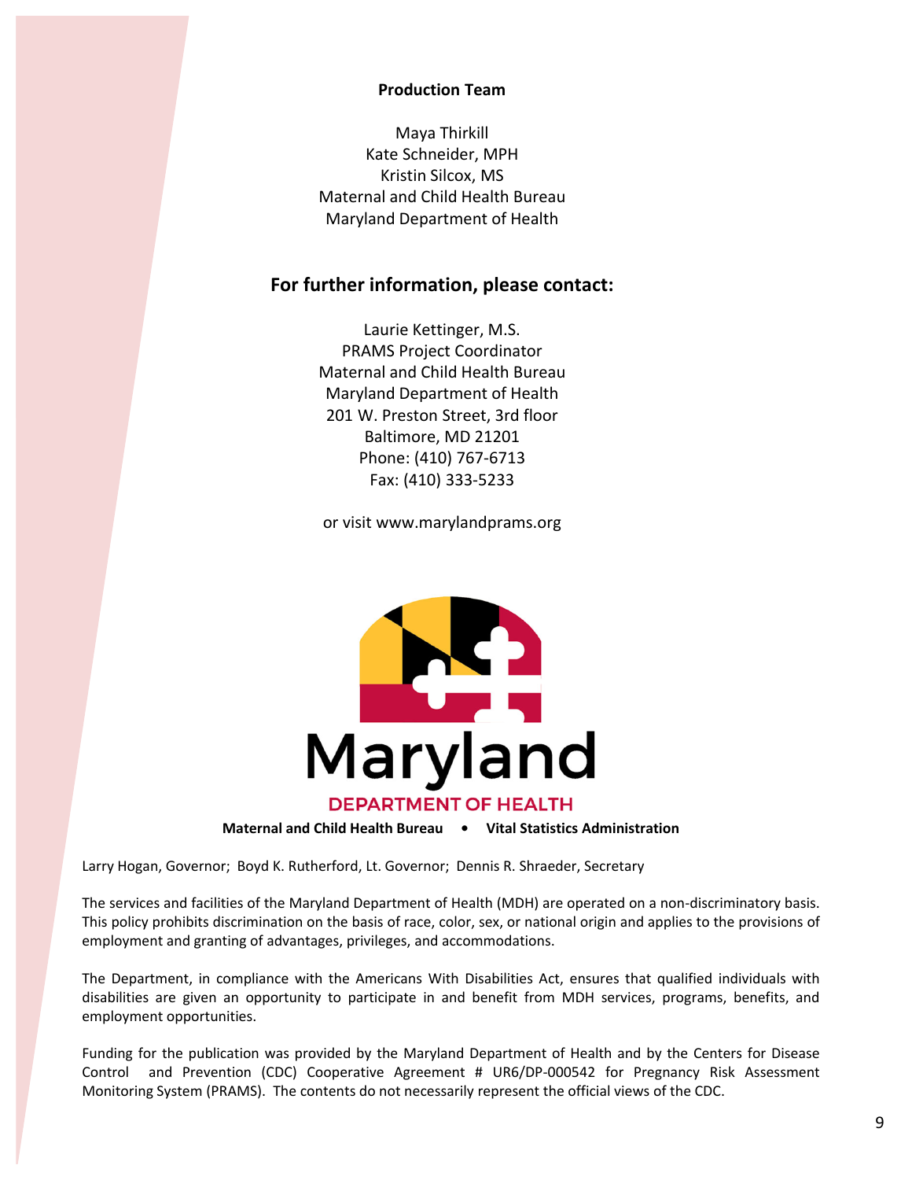**Production Team**

Maya Thirkill
Kate Schneider, MPH
Kristin Silcox, MS
Maternal and Child Health Bureau
Maryland Department of Health

## For further information, please contact:

Laurie Kettinger, M.S.
PRAMS Project Coordinator
Maternal and Child Health Bureau
Maryland Department of Health
201 W. Preston Street, 3rd floor
Baltimore, MD 21201
Phone: (410) 767-6713
Fax: (410) 333-5233

or visit www.marylandprams.org

Maryland
DEPARTMENT OF HEALTH

**Maternal and Child Health Bureau • Vital Statistics Administration**

Larry Hogan, Governor; Boyd K. Rutherford, Lt. Governor; Dennis R. Shraeder, Secretary

The services and facilities of the Maryland Department of Health (MDH) are operated on a non-discriminatory basis. This policy prohibits discrimination on the basis of race, color, sex, or national origin and applies to the provisions of employment and granting of advantages, privileges, and accommodations.

The Department, in compliance with the Americans With Disabilities Act, ensures that qualified individuals with disabilities are given an opportunity to participate in and benefit from MDH services, programs, benefits, and employment opportunities.

Funding for the publication was provided by the Maryland Department of Health and by the Centers for Disease Control and Prevention (CDC) Cooperative Agreement # UR6/DP-000542 for Pregnancy Risk Assessment Monitoring System (PRAMS). The contents do not necessarily represent the official views of the CDC.